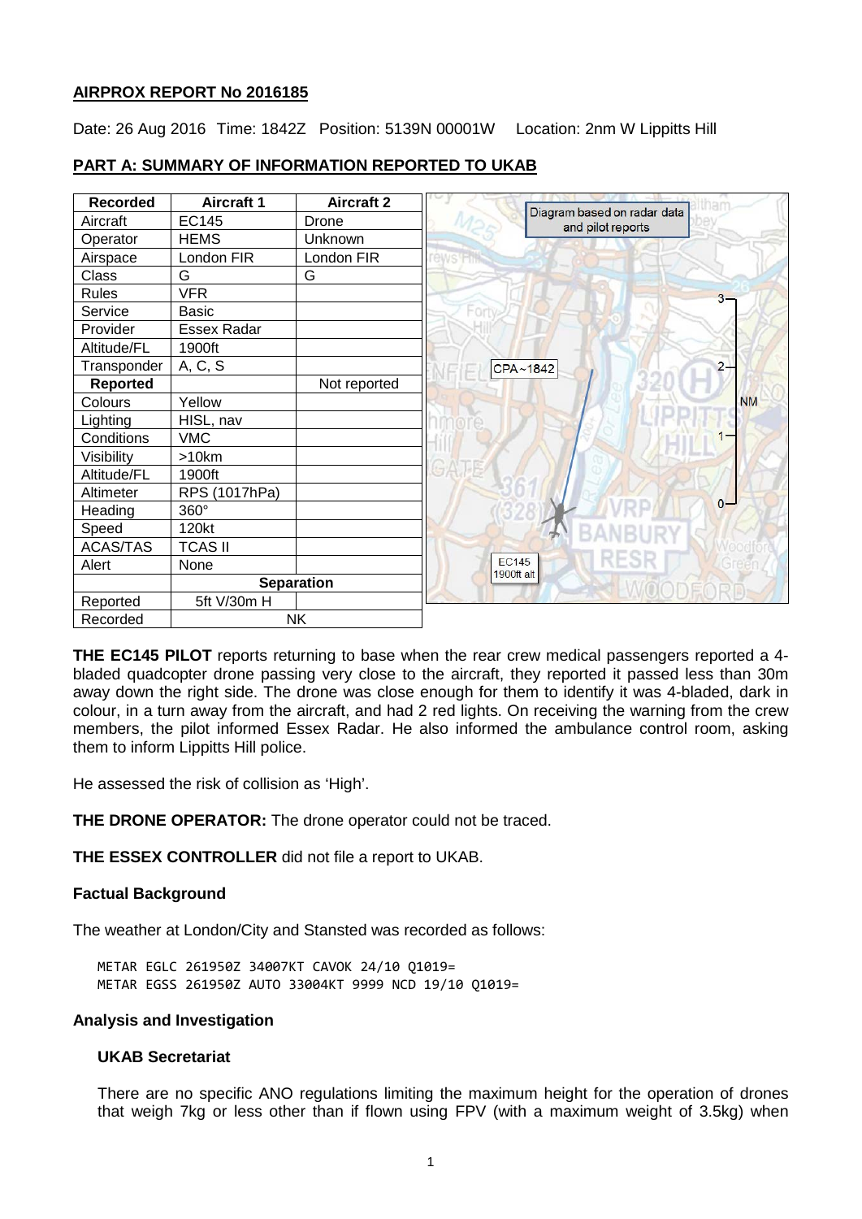## AIRPROX REPORT No 2016185

Date: 26 Aug 2016 Time: 1842Z Position: 5139N 00001W Location: 2nm W Lippitts Hill

## PART A: SUMMARY OF INFORMATION REPORTED TO UKAB

| Recorded | Aircraft 1 | Aircraft 2 |
|---|---|---|
| Aircraft | EC145 | Drone |
| Operator | HEMS | Unknown |
| Airspace | London FIR | London FIR |
| Class | G | G |
| Rules | VFR | |
| Service | Basic | |
| Provider | Essex Radar | |
| Altitude/FL | 1900ft | |
| Transponder | A, C, S | |
| **Reported** | | Not reported |
| Colours | Yellow | |
| Lighting | HISL, nav | |
| Conditions | VMC | |
| Visibility | >10km | |
| Altitude/FL | 1900ft | |
| Altimeter | RPS (1017hPa) | |
| Heading | 360° | |
| Speed | 120kt | |
| ACAS/TAS | TCAS II | |
| Alert | None | |
| | **Separation** | |
| Reported | 5ft V/30m H | |
| Recorded | NK | |

Diagram based on radar data and pilot reports

CPA~1842

EC145
1900ft alt

NM
0
1
2
3

**THE EC145 PILOT** reports returning to base when the rear crew medical passengers reported a 4-bladed quadcopter drone passing very close to the aircraft, they reported it passed less than 30m away down the right side. The drone was close enough for them to identify it was 4-bladed, dark in colour, in a turn away from the aircraft, and had 2 red lights. On receiving the warning from the crew members, the pilot informed Essex Radar. He also informed the ambulance control room, asking them to inform Lippitts Hill police.

He assessed the risk of collision as 'High'.

**THE DRONE OPERATOR:** The drone operator could not be traced.

**THE ESSEX CONTROLLER** did not file a report to UKAB.

### Factual Background

The weather at London/City and Stansted was recorded as follows:

```
METAR EGLC 261950Z 34007KT CAVOK 24/10 Q1019=
METAR EGSS 261950Z AUTO 33004KT 9999 NCD 19/10 Q1019=
```

### Analysis and Investigation

#### UKAB Secretariat

There are no specific ANO regulations limiting the maximum height for the operation of drones that weigh 7kg or less other than if flown using FPV (with a maximum weight of 3.5kg) when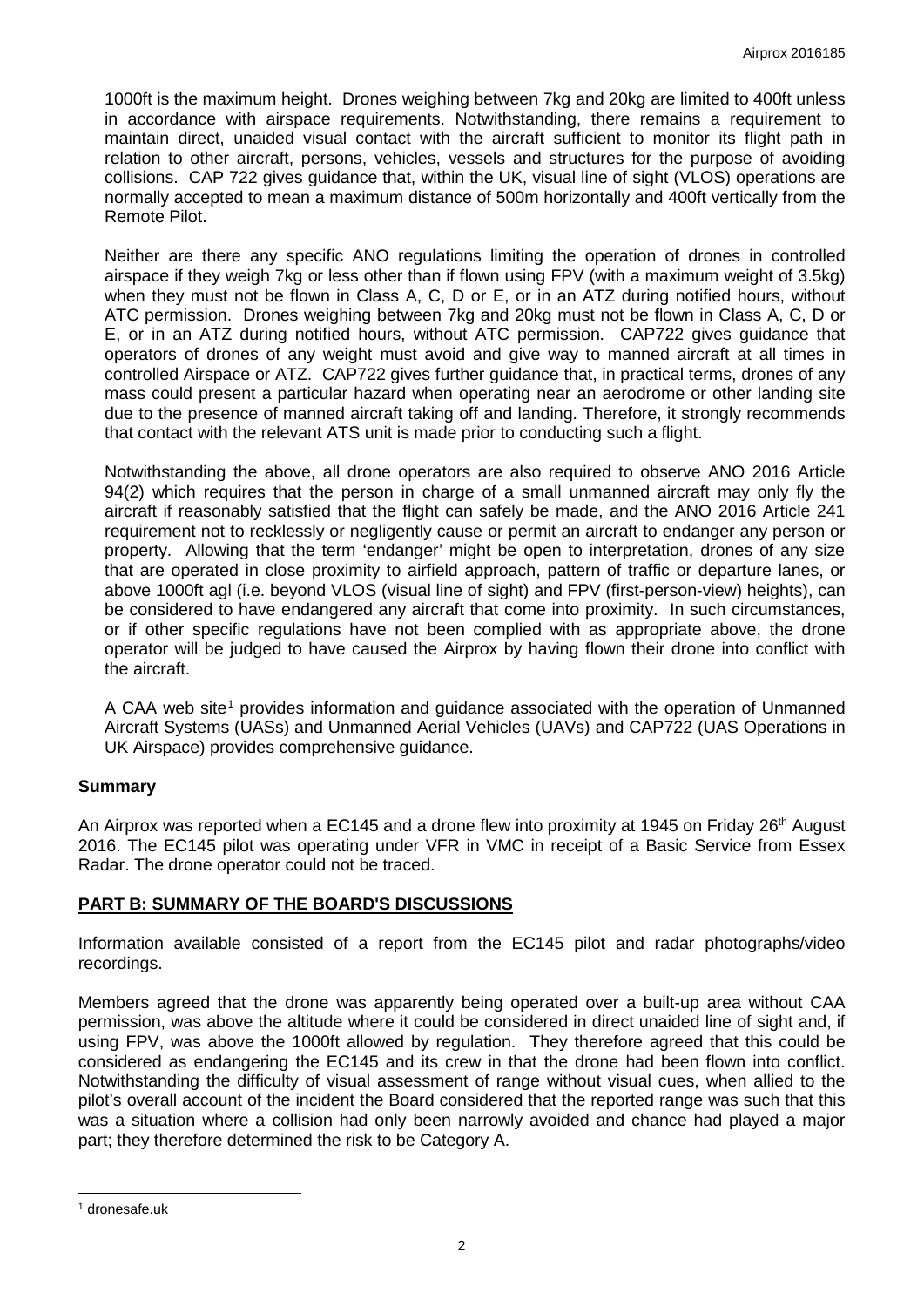1000ft is the maximum height. Drones weighing between 7kg and 20kg are limited to 400ft unless in accordance with airspace requirements. Notwithstanding, there remains a requirement to maintain direct, unaided visual contact with the aircraft sufficient to monitor its flight path in relation to other aircraft, persons, vehicles, vessels and structures for the purpose of avoiding collisions. CAP 722 gives guidance that, within the UK, visual line of sight (VLOS) operations are normally accepted to mean a maximum distance of 500m horizontally and 400ft vertically from the Remote Pilot.

Neither are there any specific ANO regulations limiting the operation of drones in controlled airspace if they weigh 7kg or less other than if flown using FPV (with a maximum weight of 3.5kg) when they must not be flown in Class A, C, D or E, or in an ATZ during notified hours, without ATC permission. Drones weighing between 7kg and 20kg must not be flown in Class A, C, D or E, or in an ATZ during notified hours, without ATC permission. CAP722 gives guidance that operators of drones of any weight must avoid and give way to manned aircraft at all times in controlled Airspace or ATZ. CAP722 gives further guidance that, in practical terms, drones of any mass could present a particular hazard when operating near an aerodrome or other landing site due to the presence of manned aircraft taking off and landing. Therefore, it strongly recommends that contact with the relevant ATS unit is made prior to conducting such a flight.

Notwithstanding the above, all drone operators are also required to observe ANO 2016 Article 94(2) which requires that the person in charge of a small unmanned aircraft may only fly the aircraft if reasonably satisfied that the flight can safely be made, and the ANO 2016 Article 241 requirement not to recklessly or negligently cause or permit an aircraft to endanger any person or property. Allowing that the term 'endanger' might be open to interpretation, drones of any size that are operated in close proximity to airfield approach, pattern of traffic or departure lanes, or above 1000ft agl (i.e. beyond VLOS (visual line of sight) and FPV (first-person-view) heights), can be considered to have endangered any aircraft that come into proximity. In such circumstances, or if other specific regulations have not been complied with as appropriate above, the drone operator will be judged to have caused the Airprox by having flown their drone into conflict with the aircraft.

A CAA web site[1] provides information and guidance associated with the operation of Unmanned Aircraft Systems (UASs) and Unmanned Aerial Vehicles (UAVs) and CAP722 (UAS Operations in UK Airspace) provides comprehensive guidance.

**Summary**

An Airprox was reported when a EC145 and a drone flew into proximity at 1945 on Friday 26th August 2016. The EC145 pilot was operating under VFR in VMC in receipt of a Basic Service from Essex Radar. The drone operator could not be traced.

**PART B: SUMMARY OF THE BOARD'S DISCUSSIONS**

Information available consisted of a report from the EC145 pilot and radar photographs/video recordings.

Members agreed that the drone was apparently being operated over a built-up area without CAA permission, was above the altitude where it could be considered in direct unaided line of sight and, if using FPV, was above the 1000ft allowed by regulation. They therefore agreed that this could be considered as endangering the EC145 and its crew in that the drone had been flown into conflict. Notwithstanding the difficulty of visual assessment of range without visual cues, when allied to the pilot's overall account of the incident the Board considered that the reported range was such that this was a situation where a collision had only been narrowly avoided and chance had played a major part; they therefore determined the risk to be Category A.

[1] dronesafe.uk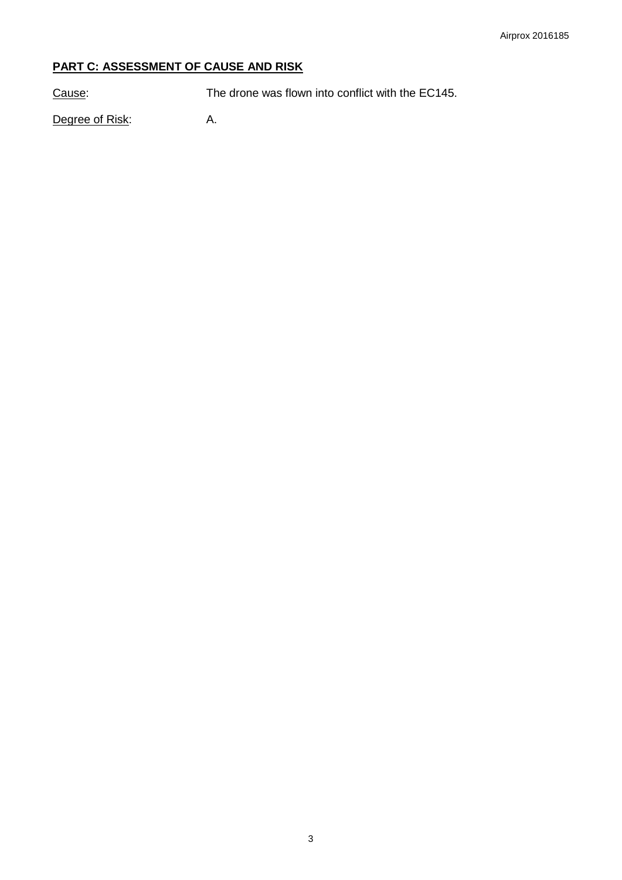**PART C: ASSESSMENT OF CAUSE AND RISK**

Cause: The drone was flown into conflict with the EC145.

Degree of Risk: A.